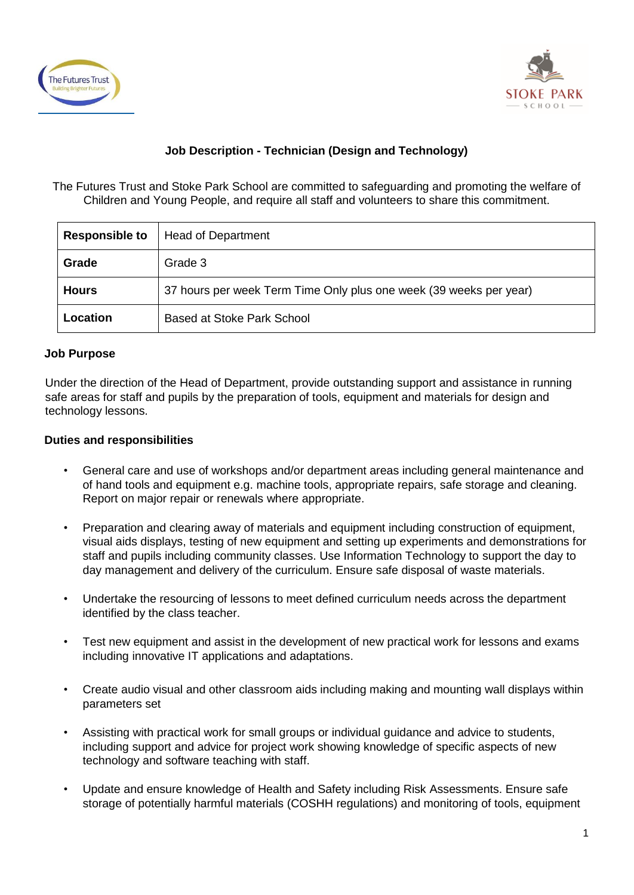# Job Description - Technician (Design and Technology)

The Futures Trust and Stoke Park School are committed to safeguarding and promoting the welfare of Children and Young People, and require all staff and volunteers to share this commitment.

| **Responsible to** | Head of Department |
|---|---|
| **Grade** | Grade 3 |
| **Hours** | 37 hours per week Term Time Only plus one week (39 weeks per year) |
| **Location** | Based at Stoke Park School |

**Job Purpose**

Under the direction of the Head of Department, provide outstanding support and assistance in running safe areas for staff and pupils by the preparation of tools, equipment and materials for design and technology lessons.

**Duties and responsibilities**

- General care and use of workshops and/or department areas including general maintenance and of hand tools and equipment e.g. machine tools, appropriate repairs, safe storage and cleaning. Report on major repair or renewals where appropriate.

- Preparation and clearing away of materials and equipment including construction of equipment, visual aids displays, testing of new equipment and setting up experiments and demonstrations for staff and pupils including community classes. Use Information Technology to support the day to day management and delivery of the curriculum. Ensure safe disposal of waste materials.

- Undertake the resourcing of lessons to meet defined curriculum needs across the department identified by the class teacher.

- Test new equipment and assist in the development of new practical work for lessons and exams including innovative IT applications and adaptations.

- Create audio visual and other classroom aids including making and mounting wall displays within parameters set

- Assisting with practical work for small groups or individual guidance and advice to students, including support and advice for project work showing knowledge of specific aspects of new technology and software teaching with staff.

- Update and ensure knowledge of Health and Safety including Risk Assessments. Ensure safe storage of potentially harmful materials (COSHH regulations) and monitoring of tools, equipment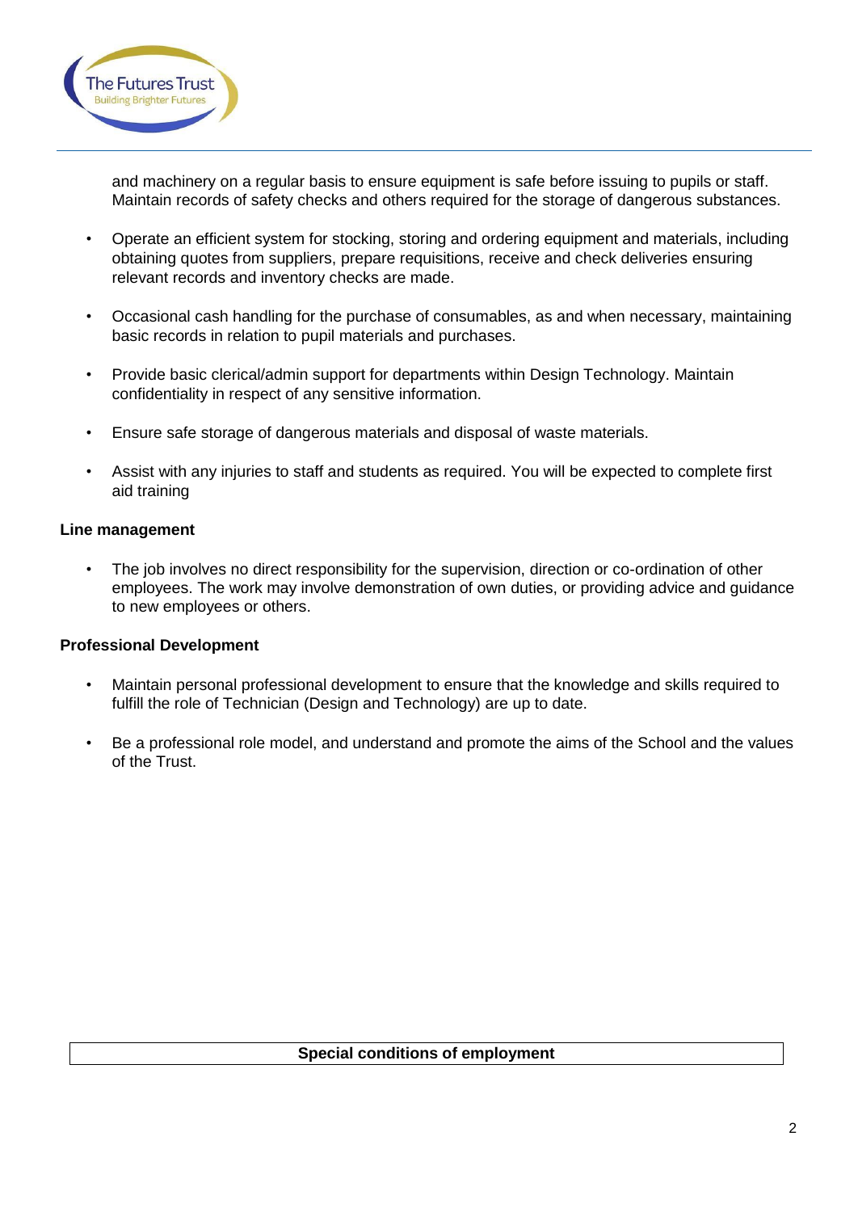and machinery on a regular basis to ensure equipment is safe before issuing to pupils or staff. Maintain records of safety checks and others required for the storage of dangerous substances.

- Operate an efficient system for stocking, storing and ordering equipment and materials, including obtaining quotes from suppliers, prepare requisitions, receive and check deliveries ensuring relevant records and inventory checks are made.

- Occasional cash handling for the purchase of consumables, as and when necessary, maintaining basic records in relation to pupil materials and purchases.

- Provide basic clerical/admin support for departments within Design Technology. Maintain confidentiality in respect of any sensitive information.

- Ensure safe storage of dangerous materials and disposal of waste materials.

- Assist with any injuries to staff and students as required. You will be expected to complete first aid training

**Line management**

- The job involves no direct responsibility for the supervision, direction or co-ordination of other employees. The work may involve demonstration of own duties, or providing advice and guidance to new employees or others.

**Professional Development**

- Maintain personal professional development to ensure that the knowledge and skills required to fulfill the role of Technician (Design and Technology) are up to date.

- Be a professional role model, and understand and promote the aims of the School and the values of the Trust.

| **Special conditions of employment** |
|---|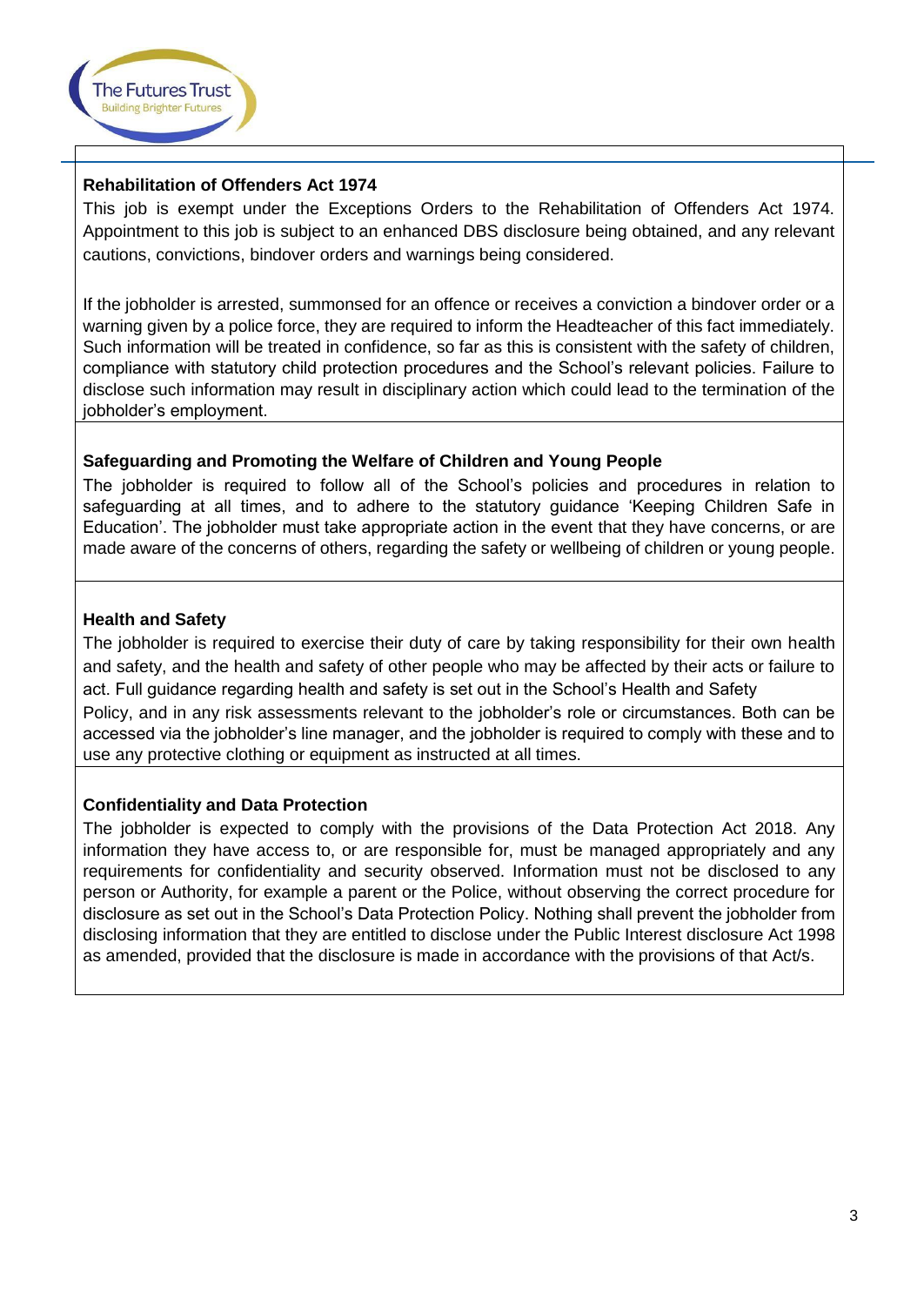### Rehabilitation of Offenders Act 1974

This job is exempt under the Exceptions Orders to the Rehabilitation of Offenders Act 1974. Appointment to this job is subject to an enhanced DBS disclosure being obtained, and any relevant cautions, convictions, bindover orders and warnings being considered.

If the jobholder is arrested, summonsed for an offence or receives a conviction a bindover order or a warning given by a police force, they are required to inform the Headteacher of this fact immediately. Such information will be treated in confidence, so far as this is consistent with the safety of children, compliance with statutory child protection procedures and the School's relevant policies. Failure to disclose such information may result in disciplinary action which could lead to the termination of the jobholder's employment.

### Safeguarding and Promoting the Welfare of Children and Young People

The jobholder is required to follow all of the School's policies and procedures in relation to safeguarding at all times, and to adhere to the statutory guidance 'Keeping Children Safe in Education'. The jobholder must take appropriate action in the event that they have concerns, or are made aware of the concerns of others, regarding the safety or wellbeing of children or young people.

### Health and Safety

The jobholder is required to exercise their duty of care by taking responsibility for their own health and safety, and the health and safety of other people who may be affected by their acts or failure to act. Full guidance regarding health and safety is set out in the School's Health and Safety Policy, and in any risk assessments relevant to the jobholder's role or circumstances. Both can be accessed via the jobholder's line manager, and the jobholder is required to comply with these and to use any protective clothing or equipment as instructed at all times.

### Confidentiality and Data Protection

The jobholder is expected to comply with the provisions of the Data Protection Act 2018. Any information they have access to, or are responsible for, must be managed appropriately and any requirements for confidentiality and security observed. Information must not be disclosed to any person or Authority, for example a parent or the Police, without observing the correct procedure for disclosure as set out in the School's Data Protection Policy. Nothing shall prevent the jobholder from disclosing information that they are entitled to disclose under the Public Interest disclosure Act 1998 as amended, provided that the disclosure is made in accordance with the provisions of that Act/s.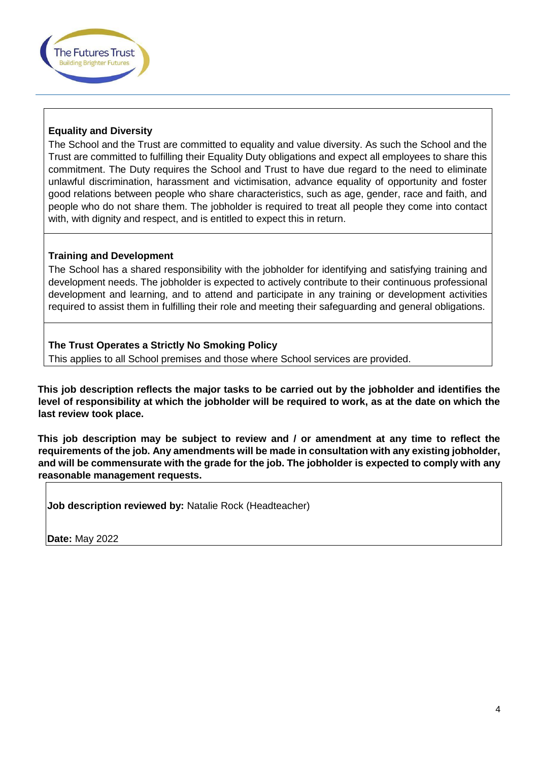### Equality and Diversity

The School and the Trust are committed to equality and value diversity. As such the School and the Trust are committed to fulfilling their Equality Duty obligations and expect all employees to share this commitment. The Duty requires the School and Trust to have due regard to the need to eliminate unlawful discrimination, harassment and victimisation, advance equality of opportunity and foster good relations between people who share characteristics, such as age, gender, race and faith, and people who do not share them. The jobholder is required to treat all people they come into contact with, with dignity and respect, and is entitled to expect this in return.

### Training and Development

The School has a shared responsibility with the jobholder for identifying and satisfying training and development needs. The jobholder is expected to actively contribute to their continuous professional development and learning, and to attend and participate in any training or development activities required to assist them in fulfilling their role and meeting their safeguarding and general obligations.

### The Trust Operates a Strictly No Smoking Policy

This applies to all School premises and those where School services are provided.

**This job description reflects the major tasks to be carried out by the jobholder and identifies the level of responsibility at which the jobholder will be required to work, as at the date on which the last review took place.**

**This job description may be subject to review and / or amendment at any time to reflect the requirements of the job. Any amendments will be made in consultation with any existing jobholder, and will be commensurate with the grade for the job. The jobholder is expected to comply with any reasonable management requests.**

**Job description reviewed by:** Natalie Rock (Headteacher)

**Date:** May 2022